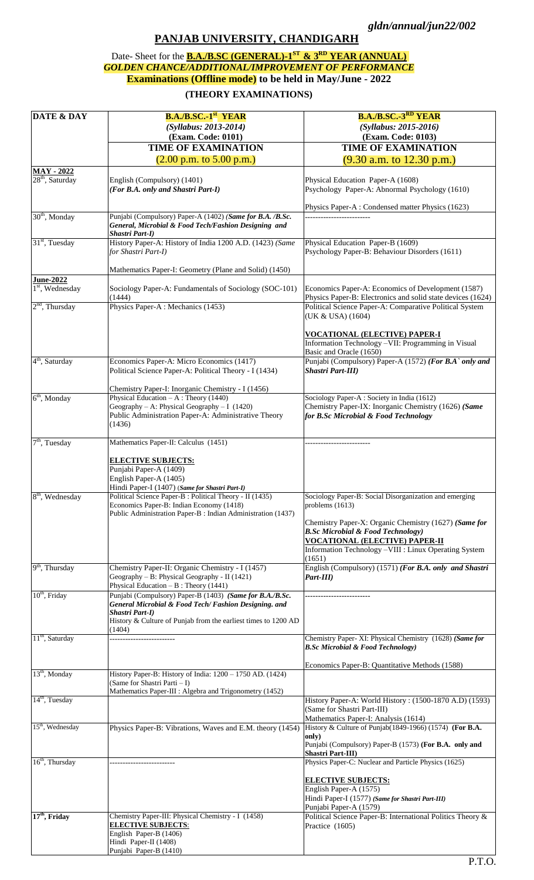*gldn/annual/jun22/002*

# PANJAB UNIVERSITY, CHANDIGARH

## Date- Sheet for the **B.A./B.SC (GENERAL)-1ST & 3RD YEAR (ANNUAL)** *GOLDEN CHANCE/ADDITIONAL/IMPROVEMENT OF PERFORMANCE* **Examinations (Offline mode) to be held in May/June - 2022**

## (THEORY EXAMINATIONS)

| DATE & DAY | B.A./B.SC.-1st YEAR *(Syllabus: 2013-2014)* (Exam. Code: 0101) TIME OF EXAMINATION (2.00 p.m. to 5.00 p.m.) | B.A./B.SC.-3RD YEAR *(Syllabus: 2015-2016)* (Exam. Code: 0103) TIME OF EXAMINATION (9.30 a.m. to 12.30 p.m.) |
|---|---|---|
| **MAY - 2022** | | |
| 28th, Saturday | English (Compulsory) (1401) ***(For B.A. only and Shastri Part-I)*** | Physical Education Paper-A (1608)<br>Psychology Paper-A: Abnormal Psychology (1610)<br><br>Physics Paper-A : Condensed matter Physics (1623) |
| 30th, Monday | Punjabi (Compulsory) Paper-A (1402) ***(Same for B.A. /B.Sc. General, Microbial & Food Tech/Fashion Designing and Shastri Part-I)*** | ------------------------- |
| 31st, Tuesday | History Paper-A: History of India 1200 A.D. (1423) *(Same for Shastri Part-I)*<br><br>Mathematics Paper-I: Geometry (Plane and Solid) (1450) | Physical Education Paper-B (1609)<br>Psychology Paper-B: Behaviour Disorders (1611) |
| **June-2022** | | |
| 1st, Wednesday | Sociology Paper-A: Fundamentals of Sociology (SOC-101) (1444) | Economics Paper-A: Economics of Development (1587)<br>Physics Paper-B: Electronics and solid state devices (1624) |
| 2nd, Thursday | Physics Paper-A : Mechanics (1453) | Political Science Paper-A: Comparative Political System (UK & USA) (1604)<br><br>**VOCATIONAL (ELECTIVE) PAPER-I**<br>Information Technology –VII: Programming in Visual Basic and Oracle (1650) |
| 4th, Saturday | Economics Paper-A: Micro Economics (1417)<br>Political Science Paper-A: Political Theory - I (1434)<br><br>Chemistry Paper-I: Inorganic Chemistry - I (1456) | Punjabi (Compulsory) Paper-A (1572) ***(For B.A` only and Shastri Part-III)*** |
| 6th, Monday | Physical Education – A : Theory (1440)<br>Geography – A: Physical Geography – I (1420)<br>Public Administration Paper-A: Administrative Theory (1436) | Sociology Paper-A : Society in India (1612)<br>Chemistry Paper-IX: Inorganic Chemistry (1626) ***(Same for B.Sc Microbial & Food Technology*** |
| 7th, Tuesday | Mathematics Paper-II: Calculus (1451)<br><br>**ELECTIVE SUBJECTS:**<br>Punjabi Paper-A (1409)<br>English Paper-A (1405)<br>Hindi Paper-I (1407) ***(Same for Shastri Part-I)*** | ------------------------- |
| 8th, Wednesday | Political Science Paper-B : Political Theory - II (1435)<br>Economics Paper-B: Indian Economy (1418)<br>Public Administration Paper-B : Indian Administration (1437) | Sociology Paper-B: Social Disorganization and emerging problems (1613)<br><br>Chemistry Paper-X: Organic Chemistry (1627) ***(Same for B.Sc Microbial & Food Technology)***<br>**VOCATIONAL (ELECTIVE) PAPER-II**<br>Information Technology –VIII : Linux Operating System (1651) |
| 9th, Thursday | Chemistry Paper-II: Organic Chemistry - I (1457)<br>Geography – B: Physical Geography - II (1421)<br>Physical Education – B : Theory (1441) | English (Compulsory) (1571) ***(For B.A. only and Shastri Part-III)*** |
| 10th, Friday | Punjabi (Compulsory) Paper-B (1403) ***(Same for B.A./B.Sc. General Microbial & Food Tech/ Fashion Designing. and Shastri Part-I)***<br>History & Culture of Punjab from the earliest times to 1200 AD (1404) | ------------------------- |
| 11th, Saturday | ------------------------- | Chemistry Paper- XI: Physical Chemistry (1628) ***(Same for B.Sc Microbial & Food Technology)***<br><br>Economics Paper-B: Quantitative Methods (1588) |
| 13th, Monday | History Paper-B: History of India: 1200 – 1750 AD. (1424) (Same for Shastri Parti – I)<br>Mathematics Paper-III : Algebra and Trigonometry (1452) | |
| 14th, Tuesday | | History Paper-A: World History : (1500-1870 A.D) (1593) (Same for Shastri Part-III)<br>Mathematics Paper-I: Analysis (1614) |
| 15th, Wednesday | Physics Paper-B: Vibrations, Waves and E.M. theory (1454) | History & Culture of Punjab(1849-1966) (1574) **(For B.A. only)**<br>Punjabi (Compulsory) Paper-B (1573) **(For B.A. only and Shastri Part-III)** |
| 16th, Thursday | ------------------------- | Physics Paper-C: Nuclear and Particle Physics (1625)<br><br>**ELECTIVE SUBJECTS:**<br>English Paper-A (1575)<br>Hindi Paper-I (1577) ***(Same for Shastri Part-III)***<br>Punjabi Paper-A (1579) |
| **17th, Friday** | Chemistry Paper-III: Physical Chemistry - I (1458)<br>**ELECTIVE SUBJECTS:**<br>English Paper-B (1406)<br>Hindi Paper-II (1408)<br>Punjabi Paper-B (1410) | Political Science Paper-B: International Politics Theory & Practice (1605) |

P.T.O.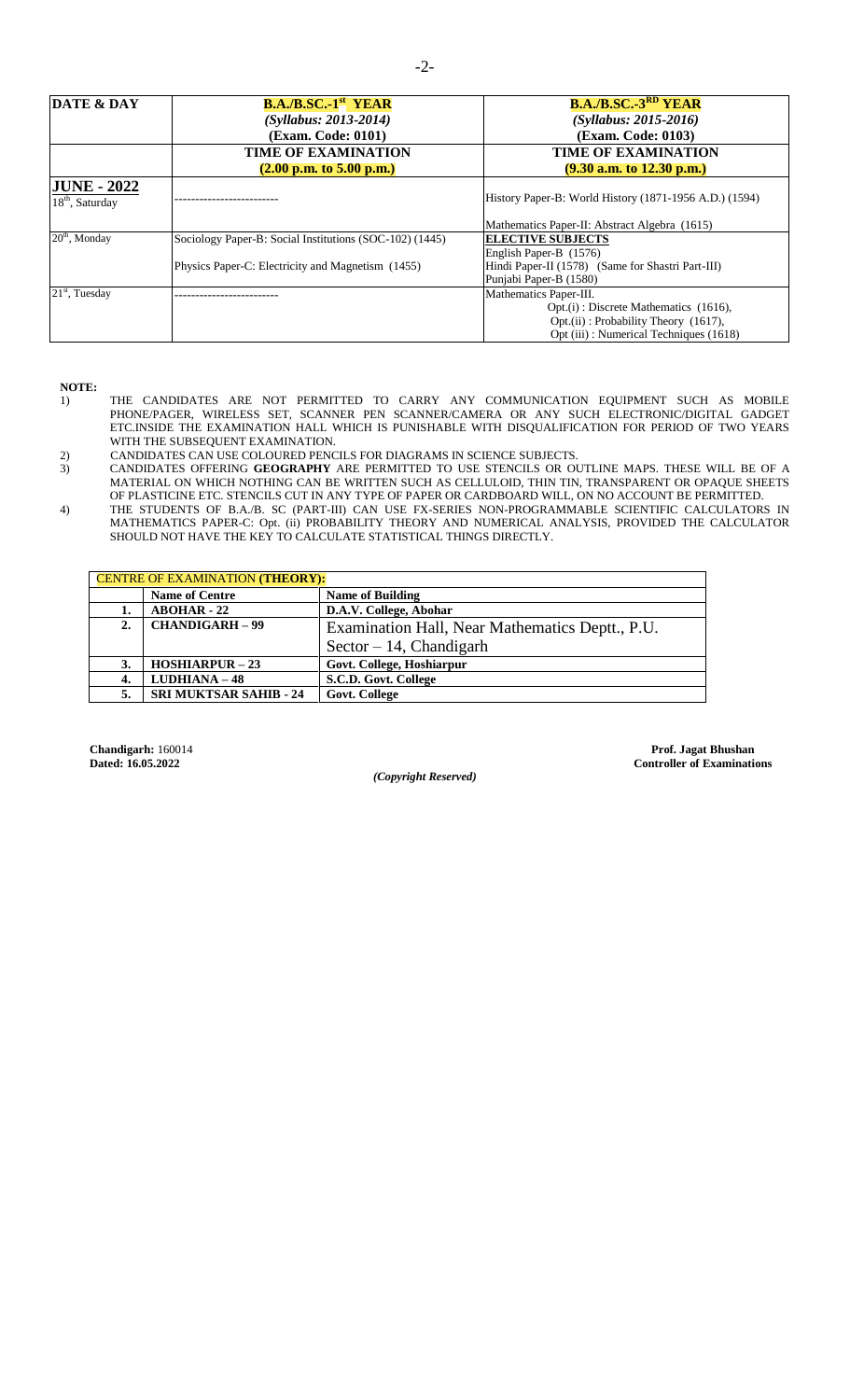| DATE & DAY | **B.A./B.SC.-1st YEAR** *(Syllabus: 2013-2014)* **(Exam. Code: 0101)** | **B.A./B.SC.-3RD YEAR** *(Syllabus: 2015-2016)* **(Exam. Code: 0103)** |
|---|---|---|
| | **TIME OF EXAMINATION** **(2.00 p.m. to 5.00 p.m.)** | **TIME OF EXAMINATION** **(9.30 a.m. to 12.30 p.m.)** |
| **JUNE - 2022** 18th, Saturday | ------------------------- | History Paper-B: World History (1871-1956 A.D.) (1594)<br><br>Mathematics Paper-II: Abstract Algebra (1615) |
| 20th, Monday | Sociology Paper-B: Social Institutions (SOC-102) (1445)<br><br>Physics Paper-C: Electricity and Magnetism (1455) | **ELECTIVE SUBJECTS**<br>English Paper-B (1576)<br>Hindi Paper-II (1578) (Same for Shastri Part-III)<br>Punjabi Paper-B (1580) |
| 21st, Tuesday | ------------------------- | Mathematics Paper-III.<br>Opt.(i) : Discrete Mathematics (1616),<br>Opt.(ii) : Probability Theory (1617),<br>Opt (iii) : Numerical Techniques (1618) |

**NOTE:**

1) THE CANDIDATES ARE NOT PERMITTED TO CARRY ANY COMMUNICATION EQUIPMENT SUCH AS MOBILE PHONE/PAGER, WIRELESS SET, SCANNER PEN SCANNER/CAMERA OR ANY SUCH ELECTRONIC/DIGITAL GADGET ETC.INSIDE THE EXAMINATION HALL WHICH IS PUNISHABLE WITH DISQUALIFICATION FOR PERIOD OF TWO YEARS WITH THE SUBSEQUENT EXAMINATION.
2) CANDIDATES CAN USE COLOURED PENCILS FOR DIAGRAMS IN SCIENCE SUBJECTS.
3) CANDIDATES OFFERING **GEOGRAPHY** ARE PERMITTED TO USE STENCILS OR OUTLINE MAPS. THESE WILL BE OF A MATERIAL ON WHICH NOTHING CAN BE WRITTEN SUCH AS CELLULOID, THIN TIN, TRANSPARENT OR OPAQUE SHEETS OF PLASTICINE ETC. STENCILS CUT IN ANY TYPE OF PAPER OR CARDBOARD WILL, ON NO ACCOUNT BE PERMITTED.
4) THE STUDENTS OF B.A./B. SC (PART-III) CAN USE FX-SERIES NON-PROGRAMMABLE SCIENTIFIC CALCULATORS IN MATHEMATICS PAPER-C: Opt. (ii) PROBABILITY THEORY AND NUMERICAL ANALYSIS, PROVIDED THE CALCULATOR SHOULD NOT HAVE THE KEY TO CALCULATE STATISTICAL THINGS DIRECTLY.

| CENTRE OF EXAMINATION **(THEORY):** | | |
|---|---|---|
| | **Name of Centre** | **Name of Building** |
| **1.** | **ABOHAR - 22** | **D.A.V. College, Abohar** |
| **2.** | **CHANDIGARH – 99** | Examination Hall, Near Mathematics Deptt., P.U. Sector – 14, Chandigarh |
| **3.** | **HOSHIARPUR – 23** | **Govt. College, Hoshiarpur** |
| **4.** | **LUDHIANA – 48** | **S.C.D. Govt. College** |
| **5.** | **SRI MUKTSAR SAHIB - 24** | **Govt. College** |

**Chandigarh:** 160014
**Dated: 16.05.2022**

**Prof. Jagat Bhushan**
**Controller of Examinations**

*(Copyright Reserved)*